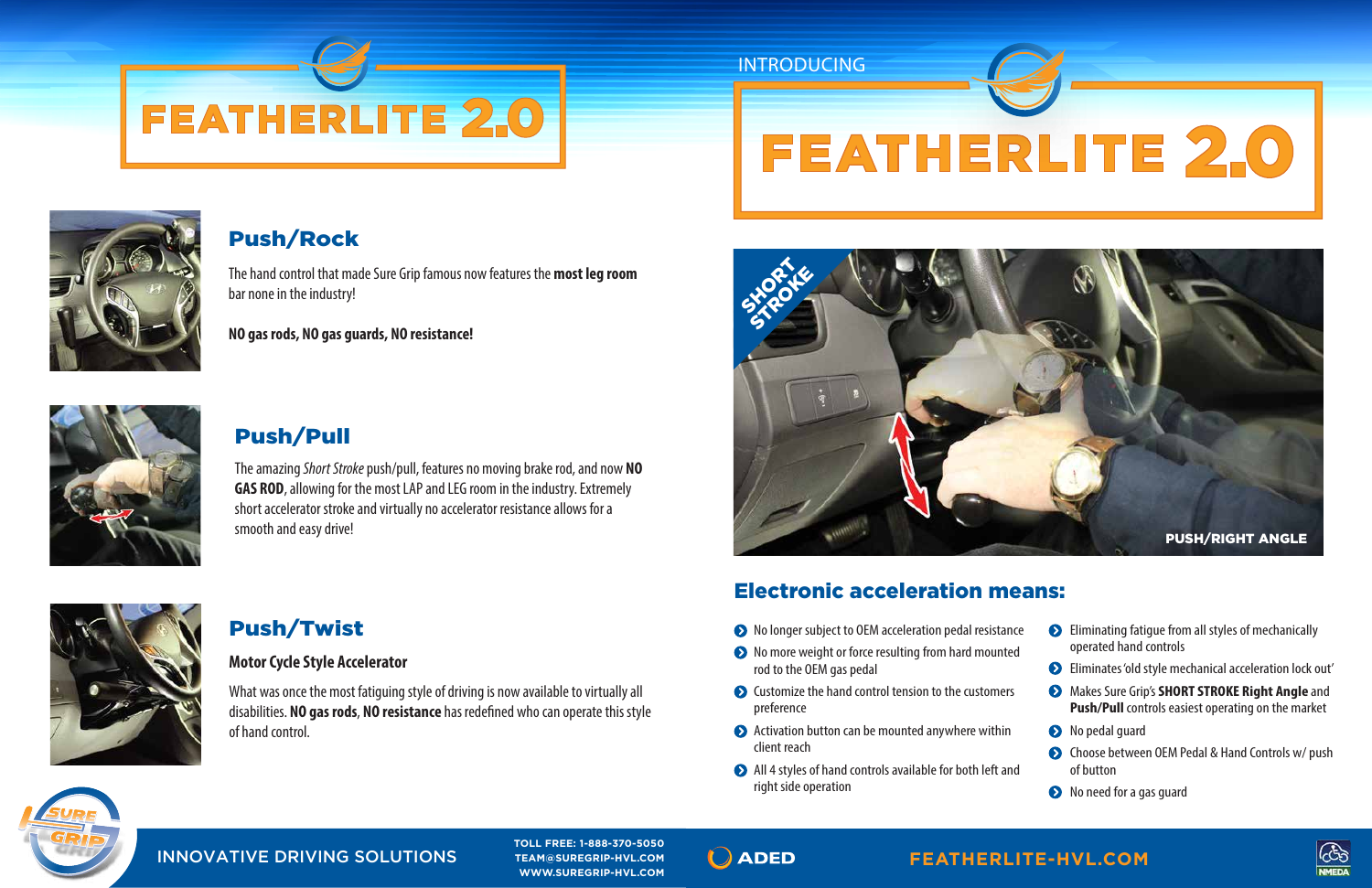# FEATHERLITE 2.0

## Push/Rock

The hand control that made Sure Grip famous now features the **most leg room** bar none in the industry!

**NO gas rods, NO gas guards, NO resistance!**

## Push/Pull

The amazing *Short Stroke* push/pull, features no moving brake rod, and now **NO GAS ROD**, allowing for the most LAP and LEG room in the industry. Extremely short accelerator stroke and virtually no accelerator resistance allows for a smooth and easy drive!

## Push/Twist

**Motor Cycle Style Accelerator**

What was once the most fatiguing style of driving is now available to virtually all disabilities. **NO gas rods**, **NO resistance** has redefined who can operate this style of hand control.

INTRODUCING

# FEATHERLITE 2.0

SHORT STROKE

PUSH/RIGHT ANGLE

## Electronic acceleration means:

- No longer subject to OEM acceleration pedal resistance
- No more weight or force resulting from hard mounted rod to the OEM gas pedal
- Customize the hand control tension to the customers preference
- Activation button can be mounted anywhere within client reach
- All 4 styles of hand controls available for both left and right side operation
- Eliminating fatigue from all styles of mechanically operated hand controls
- Eliminates 'old style mechanical acceleration lock out'
- Makes Sure Grip's **SHORT STROKE Right Angle** and **Push/Pull** controls easiest operating on the market
- No pedal guard
- Choose between OEM Pedal & Hand Controls w/ push of button
- No need for a gas guard

SURE GRIP

INNOVATIVE DRIVING SOLUTIONS

TOLL FREE: 1-888-370-5050
TEAM@SUREGRIP-HVL.COM
WWW.SUREGRIP-HVL.COM

ADED

FEATHERLITE-HVL.COM

NMEDA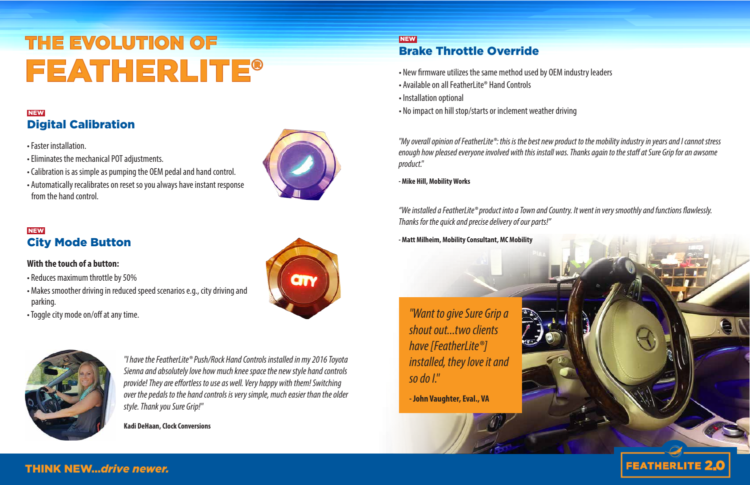# THE EVOLUTION OF FEATHERLITE®

NEW

## Digital Calibration

- Faster installation.
- Eliminates the mechanical POT adjustments.
- Calibration is as simple as pumping the OEM pedal and hand control.
- Automatically recalibrates on reset so you always have instant response from the hand control.

NEW

## City Mode Button

**With the touch of a button:**

- Reduces maximum throttle by 50%
- Makes smoother driving in reduced speed scenarios e.g., city driving and parking.
- Toggle city mode on/off at any time.

*"I have the FeatherLite® Push/Rock Hand Controls installed in my 2016 Toyota Sienna and absolutely love how much knee space the new style hand controls provide! They are effortless to use as well. Very happy with them! Switching over the pedals to the hand controls is very simple, much easier than the older style. Thank you Sure Grip!"*

**Kadi DeHaan, Clock Conversions**

NEW

## Brake Throttle Override

- New firmware utilizes the same method used by OEM industry leaders
- Available on all FeatherLite® Hand Controls
- Installation optional
- No impact on hill stop/starts or inclement weather driving

*"My overall opinion of FeatherLite®: this is the best new product to the mobility industry in years and I cannot stress enough how pleased everyone involved with this install was. Thanks again to the staff at Sure Grip for an awsome product."*

**- Mike Hill, Mobility Works**

*"We installed a FeatherLite® product into a Town and Country. It went in very smoothly and functions flawlessly. Thanks for the quick and precise delivery of our parts!"*

**- Matt Milheim, Mobility Consultant, MC Mobility**

*"Want to give Sure Grip a shout out...two clients have [FeatherLite®] installed, they love it and so do I."*

**- John Vaughter, Eval., VA**

**THINK NEW...*drive newer.***

FEATHERLITE 2.0